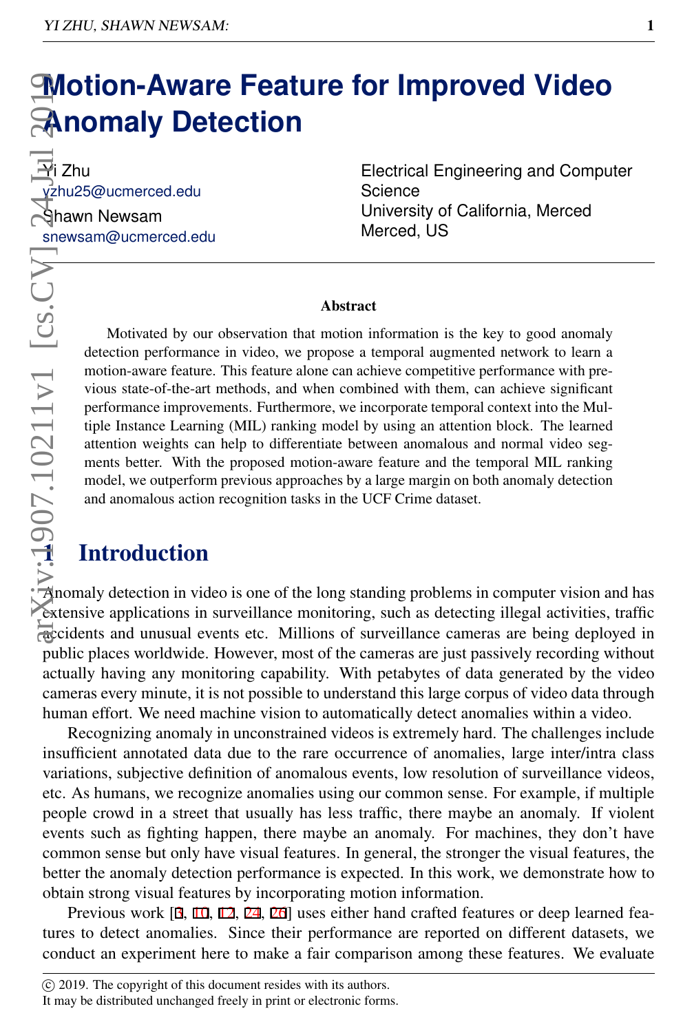# Motion-Aware Feature for Improved Video Anomaly Detection

Yi Zhu
yzhu25@ucmerced.edu

Shawn Newsam
snewsam@ucmerced.edu

Electrical Engineering and Computer Science
University of California, Merced
Merced, US

## Abstract

Motivated by our observation that motion information is the key to good anomaly detection performance in video, we propose a temporal augmented network to learn a motion-aware feature. This feature alone can achieve competitive performance with previous state-of-the-art methods, and when combined with them, can achieve significant performance improvements. Furthermore, we incorporate temporal context into the Multiple Instance Learning (MIL) ranking model by using an attention block. The learned attention weights can help to differentiate between anomalous and normal video segments better. With the proposed motion-aware feature and the temporal MIL ranking model, we outperform previous approaches by a large margin on both anomaly detection and anomalous action recognition tasks in the UCF Crime dataset.

## 1 Introduction

Anomaly detection in video is one of the long standing problems in computer vision and has extensive applications in surveillance monitoring, such as detecting illegal activities, traffic accidents and unusual events etc. Millions of surveillance cameras are being deployed in public places worldwide. However, most of the cameras are just passively recording without actually having any monitoring capability. With petabytes of data generated by the video cameras every minute, it is not possible to understand this large corpus of video data through human effort. We need machine vision to automatically detect anomalies within a video.

Recognizing anomaly in unconstrained videos is extremely hard. The challenges include insufficient annotated data due to the rare occurrence of anomalies, large inter/intra class variations, subjective definition of anomalous events, low resolution of surveillance videos, etc. As humans, we recognize anomalies using our common sense. For example, if multiple people crowd in a street that usually has less traffic, there maybe an anomaly. If violent events such as fighting happen, there maybe an anomaly. For machines, they don't have common sense but only have visual features. In general, the stronger the visual features, the better the anomaly detection performance is expected. In this work, we demonstrate how to obtain strong visual features by incorporating motion information.

Previous work [3, 10, 12, 24, 26] uses either hand crafted features or deep learned features to detect anomalies. Since their performance are reported on different datasets, we conduct an experiment here to make a fair comparison among these features. We evaluate

© 2019. The copyright of this document resides with its authors.
It may be distributed unchanged freely in print or electronic forms.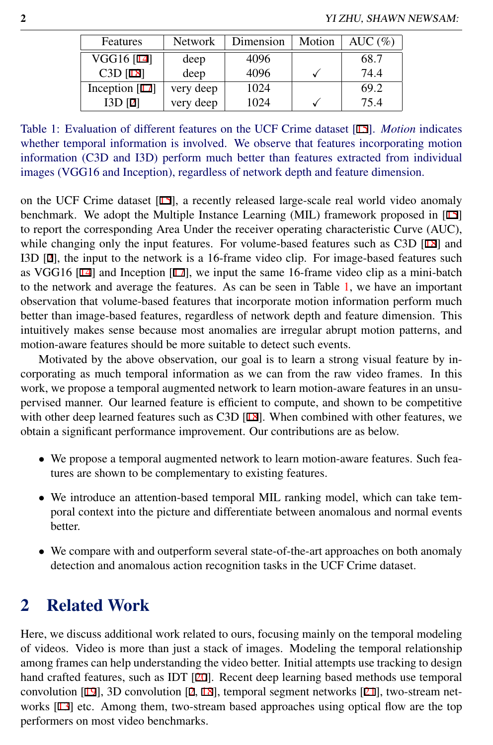| Features | Network | Dimension | Motion | AUC (%) |
|---|---|---|---|---|
| VGG16 [14] | deep | 4096 | | 68.7 |
| C3D [18] | deep | 4096 | ✓ | 74.4 |
| Inception [17] | very deep | 1024 | | 69.2 |
| I3D [2] | very deep | 1024 | ✓ | 75.4 |

Table 1: Evaluation of different features on the UCF Crime dataset [15]. *Motion* indicates whether temporal information is involved. We observe that features incorporating motion information (C3D and I3D) perform much better than features extracted from individual images (VGG16 and Inception), regardless of network depth and feature dimension.

on the UCF Crime dataset [15], a recently released large-scale real world video anomaly benchmark. We adopt the Multiple Instance Learning (MIL) framework proposed in [15] to report the corresponding Area Under the receiver operating characteristic Curve (AUC), while changing only the input features. For volume-based features such as C3D [18] and I3D [2], the input to the network is a 16-frame video clip. For image-based features such as VGG16 [14] and Inception [17], we input the same 16-frame video clip as a mini-batch to the network and average the features. As can be seen in Table 1, we have an important observation that volume-based features that incorporate motion information perform much better than image-based features, regardless of network depth and feature dimension. This intuitively makes sense because most anomalies are irregular abrupt motion patterns, and motion-aware features should be more suitable to detect such events.

Motivated by the above observation, our goal is to learn a strong visual feature by incorporating as much temporal information as we can from the raw video frames. In this work, we propose a temporal augmented network to learn motion-aware features in an unsupervised manner. Our learned feature is efficient to compute, and shown to be competitive with other deep learned features such as C3D [18]. When combined with other features, we obtain a significant performance improvement. Our contributions are as below.

- We propose a temporal augmented network to learn motion-aware features. Such features are shown to be complementary to existing features.
- We introduce an attention-based temporal MIL ranking model, which can take temporal context into the picture and differentiate between anomalous and normal events better.
- We compare with and outperform several state-of-the-art approaches on both anomaly detection and anomalous action recognition tasks in the UCF Crime dataset.

## 2 Related Work

Here, we discuss additional work related to ours, focusing mainly on the temporal modeling of videos. Video is more than just a stack of images. Modeling the temporal relationship among frames can help understanding the video better. Initial attempts use tracking to design hand crafted features, such as IDT [20]. Recent deep learning based methods use temporal convolution [19], 3D convolution [2, 18], temporal segment networks [21], two-stream networks [13] etc. Among them, two-stream based approaches using optical flow are the top performers on most video benchmarks.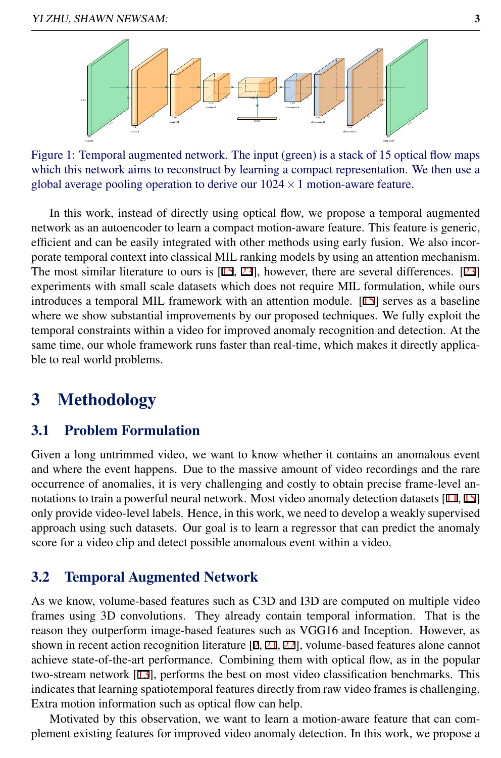Figure 1: Temporal augmented network. The input (green) is a stack of 15 optical flow maps which this network aims to reconstruct by learning a compact representation. We then use a global average pooling operation to derive our $1024 \times 1$ motion-aware feature.

In this work, instead of directly using optical flow, we propose a temporal augmented network as an autoencoder to learn a compact motion-aware feature. This feature is generic, efficient and can be easily integrated with other methods using early fusion. We also incorporate temporal context into classical MIL ranking models by using an attention mechanism. The most similar literature to ours is [15, 23], however, there are several differences. [23] experiments with small scale datasets which does not require MIL formulation, while ours introduces a temporal MIL framework with an attention module. [15] serves as a baseline where we show substantial improvements by our proposed techniques. We fully exploit the temporal constraints within a video for improved anomaly recognition and detection. At the same time, our whole framework runs faster than real-time, which makes it directly applicable to real world problems.

# 3 Methodology

## 3.1 Problem Formulation

Given a long untrimmed video, we want to know whether it contains an anomalous event and where the event happens. Due to the massive amount of video recordings and the rare occurrence of anomalies, it is very challenging and costly to obtain precise frame-level annotations to train a powerful neural network. Most video anomaly detection datasets [11, 15] only provide video-level labels. Hence, in this work, we need to develop a weakly supervised approach using such datasets. Our goal is to learn a regressor that can predict the anomaly score for a video clip and detect possible anomalous event within a video.

## 3.2 Temporal Augmented Network

As we know, volume-based features such as C3D and I3D are computed on multiple video frames using 3D convolutions. They already contain temporal information. That is the reason they outperform image-based features such as VGG16 and Inception. However, as shown in recent action recognition literature [2, 21, 22], volume-based features alone cannot achieve state-of-the-art performance. Combining them with optical flow, as in the popular two-stream network [13], performs the best on most video classification benchmarks. This indicates that learning spatiotemporal features directly from raw video frames is challenging. Extra motion information such as optical flow can help.

Motivated by this observation, we want to learn a motion-aware feature that can complement existing features for improved video anomaly detection. In this work, we propose a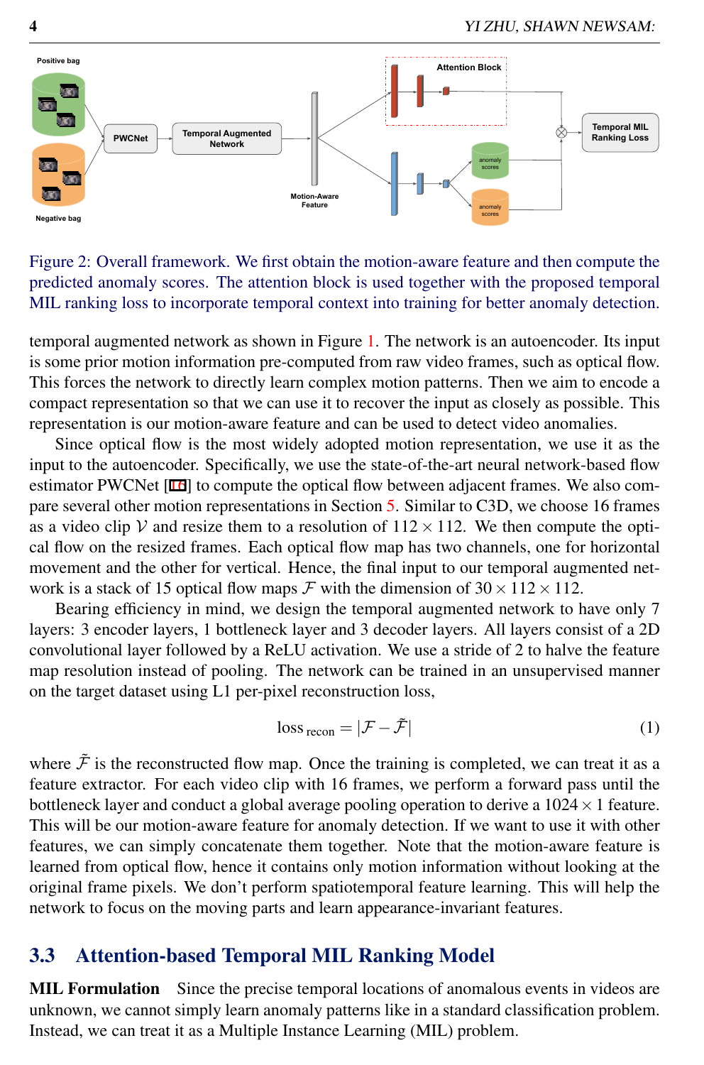Figure 2: Overall framework. We first obtain the motion-aware feature and then compute the predicted anomaly scores. The attention block is used together with the proposed temporal MIL ranking loss to incorporate temporal context into training for better anomaly detection.

temporal augmented network as shown in Figure 1. The network is an autoencoder. Its input is some prior motion information pre-computed from raw video frames, such as optical flow. This forces the network to directly learn complex motion patterns. Then we aim to encode a compact representation so that we can use it to recover the input as closely as possible. This representation is our motion-aware feature and can be used to detect video anomalies.

Since optical flow is the most widely adopted motion representation, we use it as the input to the autoencoder. Specifically, we use the state-of-the-art neural network-based flow estimator PWCNet [16] to compute the optical flow between adjacent frames. We also compare several other motion representations in Section 5. Similar to C3D, we choose 16 frames as a video clip $\mathcal{V}$ and resize them to a resolution of $112 \times 112$. We then compute the optical flow on the resized frames. Each optical flow map has two channels, one for horizontal movement and the other for vertical. Hence, the final input to our temporal augmented network is a stack of 15 optical flow maps $\mathcal{F}$ with the dimension of $30 \times 112 \times 112$.

Bearing efficiency in mind, we design the temporal augmented network to have only 7 layers: 3 encoder layers, 1 bottleneck layer and 3 decoder layers. All layers consist of a 2D convolutional layer followed by a ReLU activation. We use a stride of 2 to halve the feature map resolution instead of pooling. The network can be trained in an unsupervised manner on the target dataset using L1 per-pixel reconstruction loss,

$$\text{loss}_{\text{recon}} = |\mathcal{F} - \tilde{\mathcal{F}}| \tag{1}$$

where $\tilde{\mathcal{F}}$ is the reconstructed flow map. Once the training is completed, we can treat it as a feature extractor. For each video clip with 16 frames, we perform a forward pass until the bottleneck layer and conduct a global average pooling operation to derive a $1024 \times 1$ feature. This will be our motion-aware feature for anomaly detection. If we want to use it with other features, we can simply concatenate them together. Note that the motion-aware feature is learned from optical flow, hence it contains only motion information without looking at the original frame pixels. We don't perform spatiotemporal feature learning. This will help the network to focus on the moving parts and learn appearance-invariant features.

## 3.3 Attention-based Temporal MIL Ranking Model

**MIL Formulation** Since the precise temporal locations of anomalous events in videos are unknown, we cannot simply learn anomaly patterns like in a standard classification problem. Instead, we can treat it as a Multiple Instance Learning (MIL) problem.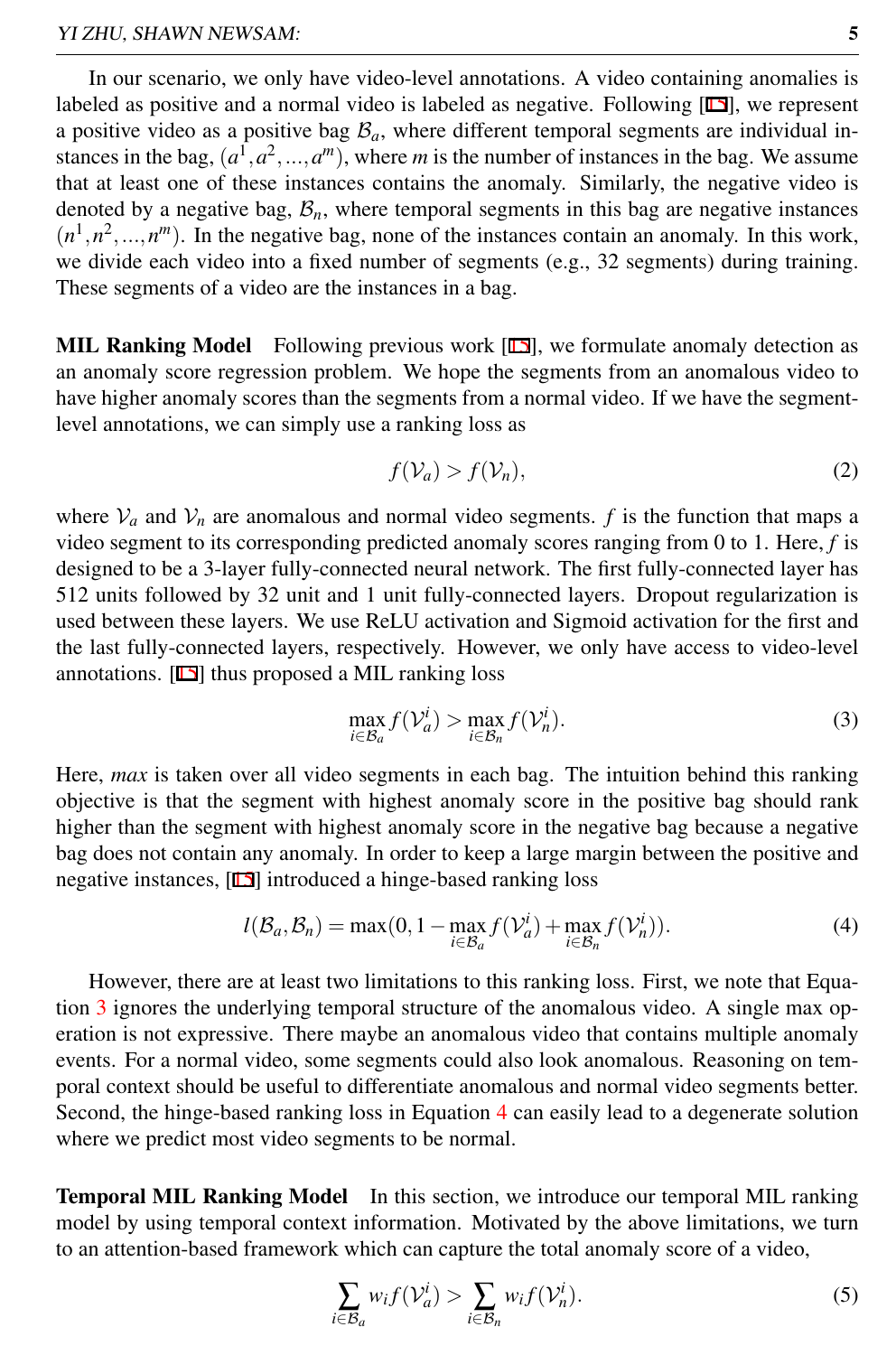In our scenario, we only have video-level annotations. A video containing anomalies is labeled as positive and a normal video is labeled as negative. Following [15], we represent a positive video as a positive bag $\mathcal{B}_a$, where different temporal segments are individual instances in the bag, $(a^1, a^2, ..., a^m)$, where $m$ is the number of instances in the bag. We assume that at least one of these instances contains the anomaly. Similarly, the negative video is denoted by a negative bag, $\mathcal{B}_n$, where temporal segments in this bag are negative instances $(n^1, n^2, ..., n^m)$. In the negative bag, none of the instances contain an anomaly. In this work, we divide each video into a fixed number of segments (e.g., 32 segments) during training. These segments of a video are the instances in a bag.

**MIL Ranking Model** Following previous work [15], we formulate anomaly detection as an anomaly score regression problem. We hope the segments from an anomalous video to have higher anomaly scores than the segments from a normal video. If we have the segment-level annotations, we can simply use a ranking loss as

$$f(\mathcal{V}_a) > f(\mathcal{V}_n), \tag{2}$$

where $\mathcal{V}_a$ and $\mathcal{V}_n$ are anomalous and normal video segments. $f$ is the function that maps a video segment to its corresponding predicted anomaly scores ranging from 0 to 1. Here, $f$ is designed to be a 3-layer fully-connected neural network. The first fully-connected layer has 512 units followed by 32 unit and 1 unit fully-connected layers. Dropout regularization is used between these layers. We use ReLU activation and Sigmoid activation for the first and the last fully-connected layers, respectively. However, we only have access to video-level annotations. [15] thus proposed a MIL ranking loss

$$\max_{i \in \mathcal{B}_a} f(\mathcal{V}_a^i) > \max_{i \in \mathcal{B}_n} f(\mathcal{V}_n^i). \tag{3}$$

Here, *max* is taken over all video segments in each bag. The intuition behind this ranking objective is that the segment with highest anomaly score in the positive bag should rank higher than the segment with highest anomaly score in the negative bag because a negative bag does not contain any anomaly. In order to keep a large margin between the positive and negative instances, [15] introduced a hinge-based ranking loss

$$l(\mathcal{B}_a, \mathcal{B}_n) = \max(0, 1 - \max_{i \in \mathcal{B}_a} f(\mathcal{V}_a^i) + \max_{i \in \mathcal{B}_n} f(\mathcal{V}_n^i)). \tag{4}$$

However, there are at least two limitations to this ranking loss. First, we note that Equation 3 ignores the underlying temporal structure of the anomalous video. A single max operation is not expressive. There maybe an anomalous video that contains multiple anomaly events. For a normal video, some segments could also look anomalous. Reasoning on temporal context should be useful to differentiate anomalous and normal video segments better. Second, the hinge-based ranking loss in Equation 4 can easily lead to a degenerate solution where we predict most video segments to be normal.

**Temporal MIL Ranking Model** In this section, we introduce our temporal MIL ranking model by using temporal context information. Motivated by the above limitations, we turn to an attention-based framework which can capture the total anomaly score of a video,

$$\sum_{i \in \mathcal{B}_a} w_i f(\mathcal{V}_a^i) > \sum_{i \in \mathcal{B}_n} w_i f(\mathcal{V}_n^i). \tag{5}$$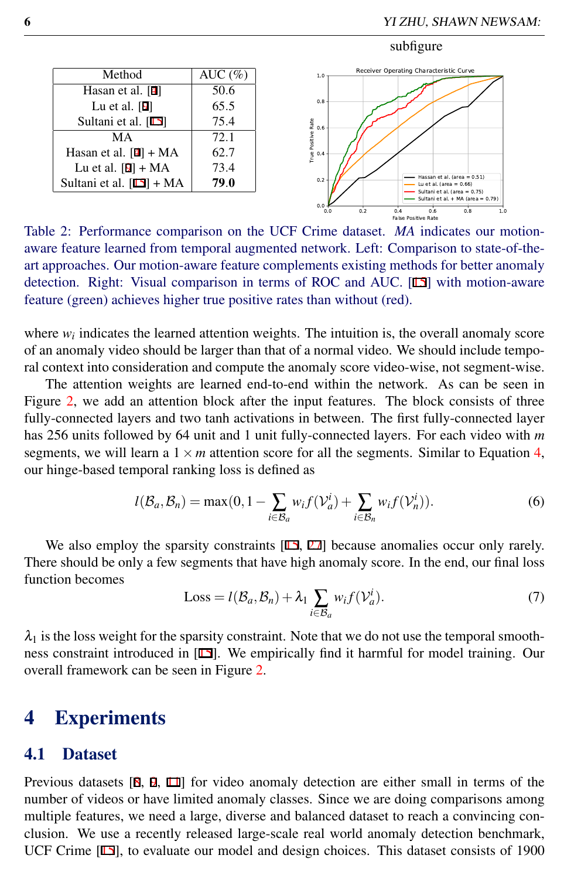subfigure

| Method | AUC (%) |
|---|---|
| Hasan et al. [4] | 50.6 |
| Lu et al. [9] | 65.5 |
| Sultani et al. [15] | 75.4 |
| MA | 72.1 |
| Hasan et al. [4] + MA | 62.7 |
| Lu et al. [9] + MA | 73.4 |
| Sultani et al. [15] + MA | **79.0** |

Table 2: Performance comparison on the UCF Crime dataset. *MA* indicates our motion-aware feature learned from temporal augmented network. Left: Comparison to state-of-the-art approaches. Our motion-aware feature complements existing methods for better anomaly detection. Right: Visual comparison in terms of ROC and AUC. [15] with motion-aware feature (green) achieves higher true positive rates than without (red).

where $w_i$ indicates the learned attention weights. The intuition is, the overall anomaly score of an anomaly video should be larger than that of a normal video. We should include temporal context into consideration and compute the anomaly score video-wise, not segment-wise.

The attention weights are learned end-to-end within the network. As can be seen in Figure 2, we add an attention block after the input features. The block consists of three fully-connected layers and two tanh activations in between. The first fully-connected layer has 256 units followed by 64 unit and 1 unit fully-connected layers. For each video with $m$ segments, we will learn a $1 \times m$ attention score for all the segments. Similar to Equation 4, our hinge-based temporal ranking loss is defined as

$$l(\mathcal{B}_a, \mathcal{B}_n) = \max(0, 1 - \sum_{i \in \mathcal{B}_a} w_i f(\mathcal{V}_a^i) + \sum_{i \in \mathcal{B}_n} w_i f(\mathcal{V}_n^i)). \tag{6}$$

We also employ the sparsity constraints [15, 27] because anomalies occur only rarely. There should be only a few segments that have high anomaly score. In the end, our final loss function becomes

$$\text{Loss} = l(\mathcal{B}_a, \mathcal{B}_n) + \lambda_1 \sum_{i \in \mathcal{B}_a} w_i f(\mathcal{V}_a^i). \tag{7}$$

$\lambda_1$ is the loss weight for the sparsity constraint. Note that we do not use the temporal smoothness constraint introduced in [15]. We empirically find it harmful for model training. Our overall framework can be seen in Figure 2.

# 4 Experiments

## 4.1 Dataset

Previous datasets [8, 9, 11] for video anomaly detection are either small in terms of the number of videos or have limited anomaly classes. Since we are doing comparisons among multiple features, we need a large, diverse and balanced dataset to reach a convincing conclusion. We use a recently released large-scale real world anomaly detection benchmark, UCF Crime [15], to evaluate our model and design choices. This dataset consists of 1900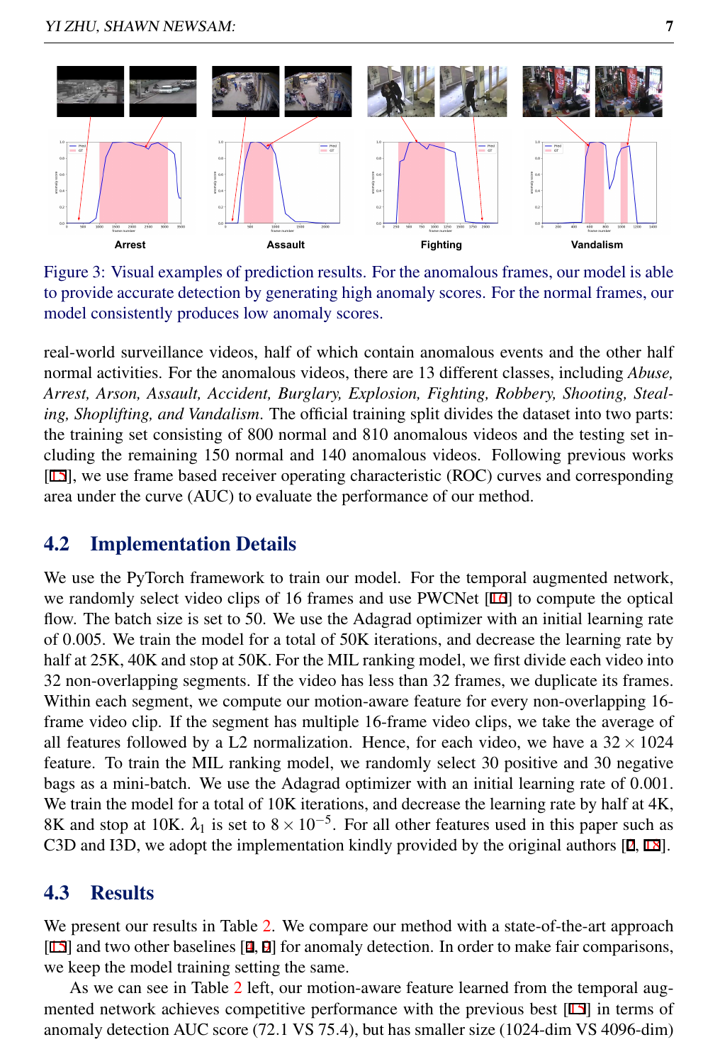Figure 3: Visual examples of prediction results. For the anomalous frames, our model is able to provide accurate detection by generating high anomaly scores. For the normal frames, our model consistently produces low anomaly scores.

real-world surveillance videos, half of which contain anomalous events and the other half normal activities. For the anomalous videos, there are 13 different classes, including *Abuse, Arrest, Arson, Assault, Accident, Burglary, Explosion, Fighting, Robbery, Shooting, Stealing, Shoplifting, and Vandalism*. The official training split divides the dataset into two parts: the training set consisting of 800 normal and 810 anomalous videos and the testing set including the remaining 150 normal and 140 anomalous videos. Following previous works [15], we use frame based receiver operating characteristic (ROC) curves and corresponding area under the curve (AUC) to evaluate the performance of our method.

## 4.2 Implementation Details

We use the PyTorch framework to train our model. For the temporal augmented network, we randomly select video clips of 16 frames and use PWCNet [16] to compute the optical flow. The batch size is set to 50. We use the Adagrad optimizer with an initial learning rate of 0.005. We train the model for a total of 50K iterations, and decrease the learning rate by half at 25K, 40K and stop at 50K. For the MIL ranking model, we first divide each video into 32 non-overlapping segments. If the video has less than 32 frames, we duplicate its frames. Within each segment, we compute our motion-aware feature for every non-overlapping 16-frame video clip. If the segment has multiple 16-frame video clips, we take the average of all features followed by a L2 normalization. Hence, for each video, we have a $32 \times 1024$ feature. To train the MIL ranking model, we randomly select 30 positive and 30 negative bags as a mini-batch. We use the Adagrad optimizer with an initial learning rate of 0.001. We train the model for a total of 10K iterations, and decrease the learning rate by half at 4K, 8K and stop at 10K. $\lambda_1$ is set to $8 \times 10^{-5}$. For all other features used in this paper such as C3D and I3D, we adopt the implementation kindly provided by the original authors [2, 18].

## 4.3 Results

We present our results in Table 2. We compare our method with a state-of-the-art approach [15] and two other baselines [4, 9] for anomaly detection. In order to make fair comparisons, we keep the model training setting the same.

As we can see in Table 2 left, our motion-aware feature learned from the temporal augmented network achieves competitive performance with the previous best [15] in terms of anomaly detection AUC score (72.1 VS 75.4), but has smaller size (1024-dim VS 4096-dim)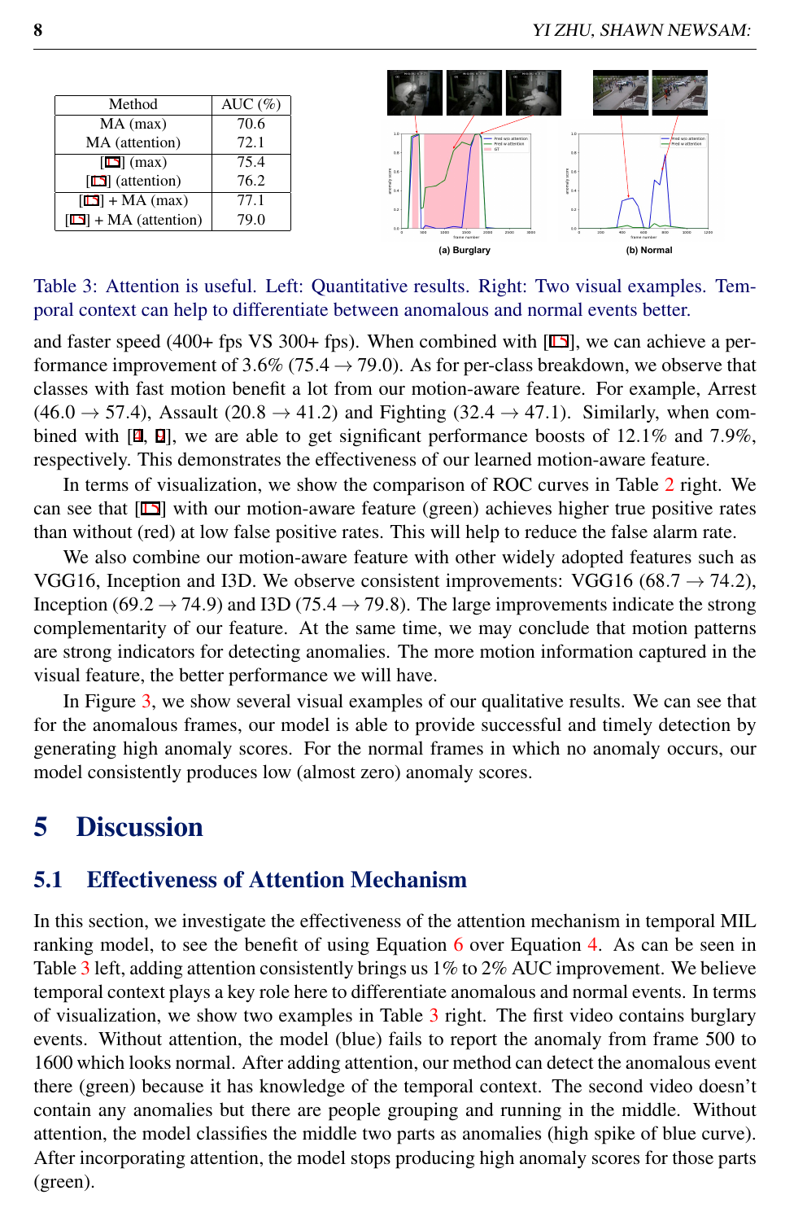| Method | AUC (%) |
| --- | --- |
| MA (max) | 70.6 |
| MA (attention) | 72.1 |
| [15] (max) | 75.4 |
| [15] (attention) | 76.2 |
| [15] + MA (max) | 77.1 |
| [15] + MA (attention) | 79.0 |

Table 3: Attention is useful. Left: Quantitative results. Right: Two visual examples. Temporal context can help to differentiate between anomalous and normal events better.

and faster speed (400+ fps VS 300+ fps). When combined with [15], we can achieve a performance improvement of 3.6% (75.4 → 79.0). As for per-class breakdown, we observe that classes with fast motion benefit a lot from our motion-aware feature. For example, Arrest (46.0 → 57.4), Assault (20.8 → 41.2) and Fighting (32.4 → 47.1). Similarly, when combined with [4, 9], we are able to get significant performance boosts of 12.1% and 7.9%, respectively. This demonstrates the effectiveness of our learned motion-aware feature.

In terms of visualization, we show the comparison of ROC curves in Table 2 right. We can see that [15] with our motion-aware feature (green) achieves higher true positive rates than without (red) at low false positive rates. This will help to reduce the false alarm rate.

We also combine our motion-aware feature with other widely adopted features such as VGG16, Inception and I3D. We observe consistent improvements: VGG16 (68.7 → 74.2), Inception (69.2 → 74.9) and I3D (75.4 → 79.8). The large improvements indicate the strong complementarity of our feature. At the same time, we may conclude that motion patterns are strong indicators for detecting anomalies. The more motion information captured in the visual feature, the better performance we will have.

In Figure 3, we show several visual examples of our qualitative results. We can see that for the anomalous frames, our model is able to provide successful and timely detection by generating high anomaly scores. For the normal frames in which no anomaly occurs, our model consistently produces low (almost zero) anomaly scores.

# 5 Discussion

## 5.1 Effectiveness of Attention Mechanism

In this section, we investigate the effectiveness of the attention mechanism in temporal MIL ranking model, to see the benefit of using Equation 6 over Equation 4. As can be seen in Table 3 left, adding attention consistently brings us 1% to 2% AUC improvement. We believe temporal context plays a key role here to differentiate anomalous and normal events. In terms of visualization, we show two examples in Table 3 right. The first video contains burglary events. Without attention, the model (blue) fails to report the anomaly from frame 500 to 1600 which looks normal. After adding attention, our method can detect the anomalous event there (green) because it has knowledge of the temporal context. The second video doesn't contain any anomalies but there are people grouping and running in the middle. Without attention, the model classifies the middle two parts as anomalies (high spike of blue curve). After incorporating attention, the model stops producing high anomaly scores for those parts (green).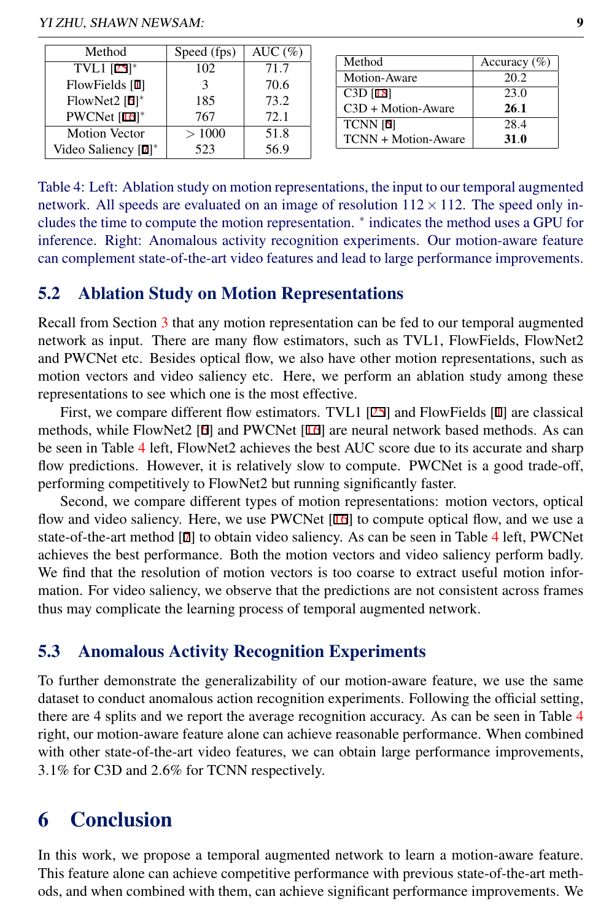| Method | Speed (fps) | AUC (%) |
|---|---|---|
| TVL1 [25]* | 102 | 71.7 |
| FlowFields [1] | 3 | 70.6 |
| FlowNet2 [6]* | 185 | 73.2 |
| PWCNet [16]* | 767 | 72.1 |
| Motion Vector | > 1000 | 51.8 |
| Video Saliency [7]* | 523 | 56.9 |

| Method | Accuracy (%) |
|---|---|
| Motion-Aware | 20.2 |
| C3D [18] | 23.0 |
| C3D + Motion-Aware | **26.1** |
| TCNN [5] | 28.4 |
| TCNN + Motion-Aware | **31.0** |

Table 4: Left: Ablation study on motion representations, the input to our temporal augmented network. All speeds are evaluated on an image of resolution $112 \times 112$. The speed only includes the time to compute the motion representation. * indicates the method uses a GPU for inference. Right: Anomalous activity recognition experiments. Our motion-aware feature can complement state-of-the-art video features and lead to large performance improvements.

## 5.2 Ablation Study on Motion Representations

Recall from Section 3 that any motion representation can be fed to our temporal augmented network as input. There are many flow estimators, such as TVL1, FlowFields, FlowNet2 and PWCNet etc. Besides optical flow, we also have other motion representations, such as motion vectors and video saliency etc. Here, we perform an ablation study among these representations to see which one is the most effective.

First, we compare different flow estimators. TVL1 [25] and FlowFields [1] are classical methods, while FlowNet2 [6] and PWCNet [16] are neural network based methods. As can be seen in Table 4 left, FlowNet2 achieves the best AUC score due to its accurate and sharp flow predictions. However, it is relatively slow to compute. PWCNet is a good trade-off, performing competitively to FlowNet2 but running significantly faster.

Second, we compare different types of motion representations: motion vectors, optical flow and video saliency. Here, we use PWCNet [16] to compute optical flow, and we use a state-of-the-art method [7] to obtain video saliency. As can be seen in Table 4 left, PWCNet achieves the best performance. Both the motion vectors and video saliency perform badly. We find that the resolution of motion vectors is too coarse to extract useful motion information. For video saliency, we observe that the predictions are not consistent across frames thus may complicate the learning process of temporal augmented network.

## 5.3 Anomalous Activity Recognition Experiments

To further demonstrate the generalizability of our motion-aware feature, we use the same dataset to conduct anomalous action recognition experiments. Following the official setting, there are 4 splits and we report the average recognition accuracy. As can be seen in Table 4 right, our motion-aware feature alone can achieve reasonable performance. When combined with other state-of-the-art video features, we can obtain large performance improvements, 3.1% for C3D and 2.6% for TCNN respectively.

# 6 Conclusion

In this work, we propose a temporal augmented network to learn a motion-aware feature. This feature alone can achieve competitive performance with previous state-of-the-art methods, and when combined with them, can achieve significant performance improvements. We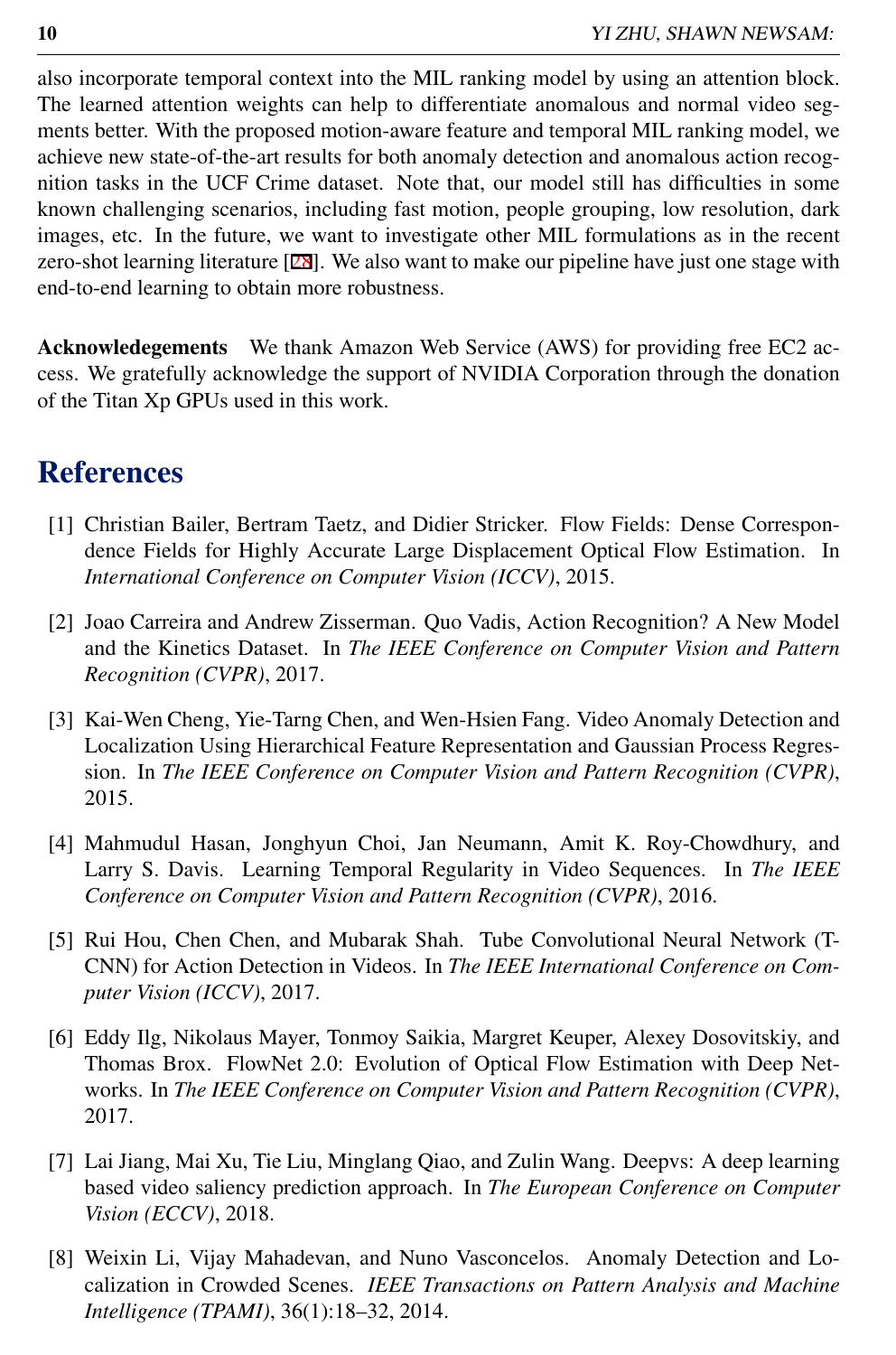also incorporate temporal context into the MIL ranking model by using an attention block. The learned attention weights can help to differentiate anomalous and normal video segments better. With the proposed motion-aware feature and temporal MIL ranking model, we achieve new state-of-the-art results for both anomaly detection and anomalous action recognition tasks in the UCF Crime dataset. Note that, our model still has difficulties in some known challenging scenarios, including fast motion, people grouping, low resolution, dark images, etc. In the future, we want to investigate other MIL formulations as in the recent zero-shot learning literature [28]. We also want to make our pipeline have just one stage with end-to-end learning to obtain more robustness.

**Acknowledegements** We thank Amazon Web Service (AWS) for providing free EC2 access. We gratefully acknowledge the support of NVIDIA Corporation through the donation of the Titan Xp GPUs used in this work.

# References

[1] Christian Bailer, Bertram Taetz, and Didier Stricker. Flow Fields: Dense Correspondence Fields for Highly Accurate Large Displacement Optical Flow Estimation. In *International Conference on Computer Vision (ICCV)*, 2015.

[2] Joao Carreira and Andrew Zisserman. Quo Vadis, Action Recognition? A New Model and the Kinetics Dataset. In *The IEEE Conference on Computer Vision and Pattern Recognition (CVPR)*, 2017.

[3] Kai-Wen Cheng, Yie-Tarng Chen, and Wen-Hsien Fang. Video Anomaly Detection and Localization Using Hierarchical Feature Representation and Gaussian Process Regression. In *The IEEE Conference on Computer Vision and Pattern Recognition (CVPR)*, 2015.

[4] Mahmudul Hasan, Jonghyun Choi, Jan Neumann, Amit K. Roy-Chowdhury, and Larry S. Davis. Learning Temporal Regularity in Video Sequences. In *The IEEE Conference on Computer Vision and Pattern Recognition (CVPR)*, 2016.

[5] Rui Hou, Chen Chen, and Mubarak Shah. Tube Convolutional Neural Network (T-CNN) for Action Detection in Videos. In *The IEEE International Conference on Computer Vision (ICCV)*, 2017.

[6] Eddy Ilg, Nikolaus Mayer, Tonmoy Saikia, Margret Keuper, Alexey Dosovitskiy, and Thomas Brox. FlowNet 2.0: Evolution of Optical Flow Estimation with Deep Networks. In *The IEEE Conference on Computer Vision and Pattern Recognition (CVPR)*, 2017.

[7] Lai Jiang, Mai Xu, Tie Liu, Minglang Qiao, and Zulin Wang. Deepvs: A deep learning based video saliency prediction approach. In *The European Conference on Computer Vision (ECCV)*, 2018.

[8] Weixin Li, Vijay Mahadevan, and Nuno Vasconcelos. Anomaly Detection and Localization in Crowded Scenes. *IEEE Transactions on Pattern Analysis and Machine Intelligence (TPAMI)*, 36(1):18–32, 2014.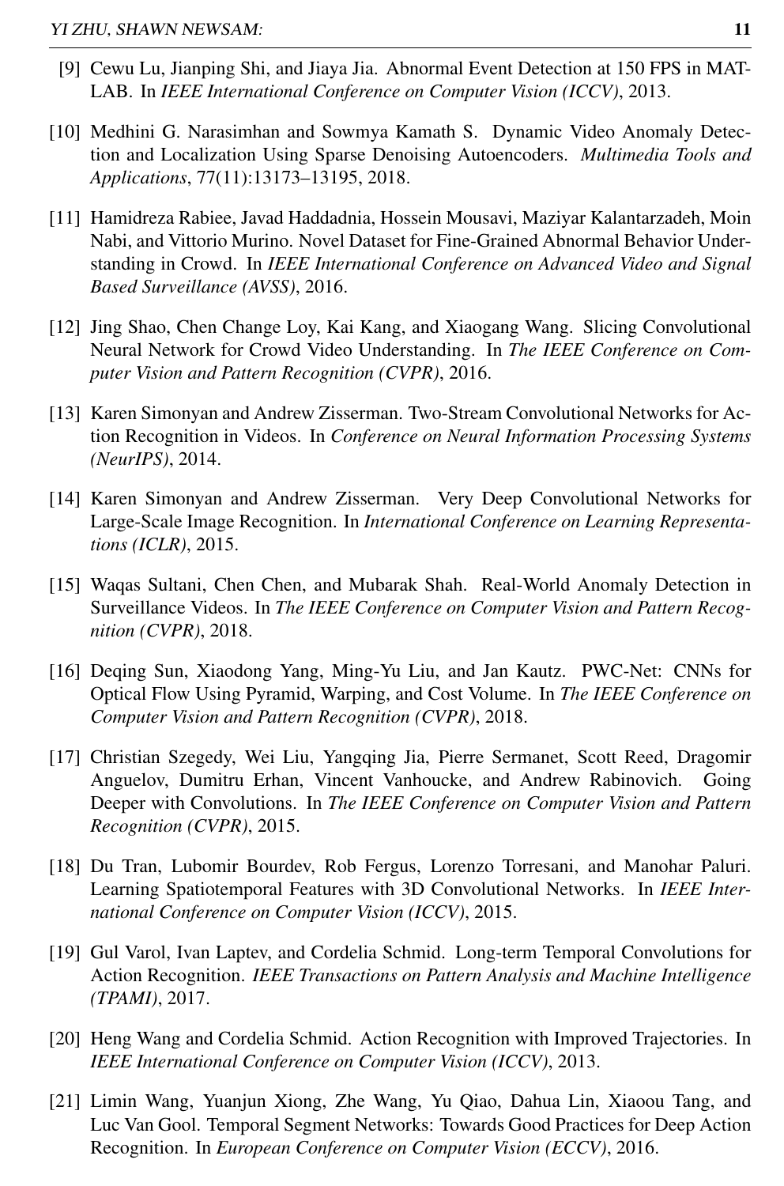[9] Cewu Lu, Jianping Shi, and Jiaya Jia. Abnormal Event Detection at 150 FPS in MATLAB. In *IEEE International Conference on Computer Vision (ICCV)*, 2013.

[10] Medhini G. Narasimhan and Sowmya Kamath S. Dynamic Video Anomaly Detection and Localization Using Sparse Denoising Autoencoders. *Multimedia Tools and Applications*, 77(11):13173–13195, 2018.

[11] Hamidreza Rabiee, Javad Haddadnia, Hossein Mousavi, Maziyar Kalantarzadeh, Moin Nabi, and Vittorio Murino. Novel Dataset for Fine-Grained Abnormal Behavior Understanding in Crowd. In *IEEE International Conference on Advanced Video and Signal Based Surveillance (AVSS)*, 2016.

[12] Jing Shao, Chen Change Loy, Kai Kang, and Xiaogang Wang. Slicing Convolutional Neural Network for Crowd Video Understanding. In *The IEEE Conference on Computer Vision and Pattern Recognition (CVPR)*, 2016.

[13] Karen Simonyan and Andrew Zisserman. Two-Stream Convolutional Networks for Action Recognition in Videos. In *Conference on Neural Information Processing Systems (NeurIPS)*, 2014.

[14] Karen Simonyan and Andrew Zisserman. Very Deep Convolutional Networks for Large-Scale Image Recognition. In *International Conference on Learning Representations (ICLR)*, 2015.

[15] Waqas Sultani, Chen Chen, and Mubarak Shah. Real-World Anomaly Detection in Surveillance Videos. In *The IEEE Conference on Computer Vision and Pattern Recognition (CVPR)*, 2018.

[16] Deqing Sun, Xiaodong Yang, Ming-Yu Liu, and Jan Kautz. PWC-Net: CNNs for Optical Flow Using Pyramid, Warping, and Cost Volume. In *The IEEE Conference on Computer Vision and Pattern Recognition (CVPR)*, 2018.

[17] Christian Szegedy, Wei Liu, Yangqing Jia, Pierre Sermanet, Scott Reed, Dragomir Anguelov, Dumitru Erhan, Vincent Vanhoucke, and Andrew Rabinovich. Going Deeper with Convolutions. In *The IEEE Conference on Computer Vision and Pattern Recognition (CVPR)*, 2015.

[18] Du Tran, Lubomir Bourdev, Rob Fergus, Lorenzo Torresani, and Manohar Paluri. Learning Spatiotemporal Features with 3D Convolutional Networks. In *IEEE International Conference on Computer Vision (ICCV)*, 2015.

[19] Gul Varol, Ivan Laptev, and Cordelia Schmid. Long-term Temporal Convolutions for Action Recognition. *IEEE Transactions on Pattern Analysis and Machine Intelligence (TPAMI)*, 2017.

[20] Heng Wang and Cordelia Schmid. Action Recognition with Improved Trajectories. In *IEEE International Conference on Computer Vision (ICCV)*, 2013.

[21] Limin Wang, Yuanjun Xiong, Zhe Wang, Yu Qiao, Dahua Lin, Xiaoou Tang, and Luc Van Gool. Temporal Segment Networks: Towards Good Practices for Deep Action Recognition. In *European Conference on Computer Vision (ECCV)*, 2016.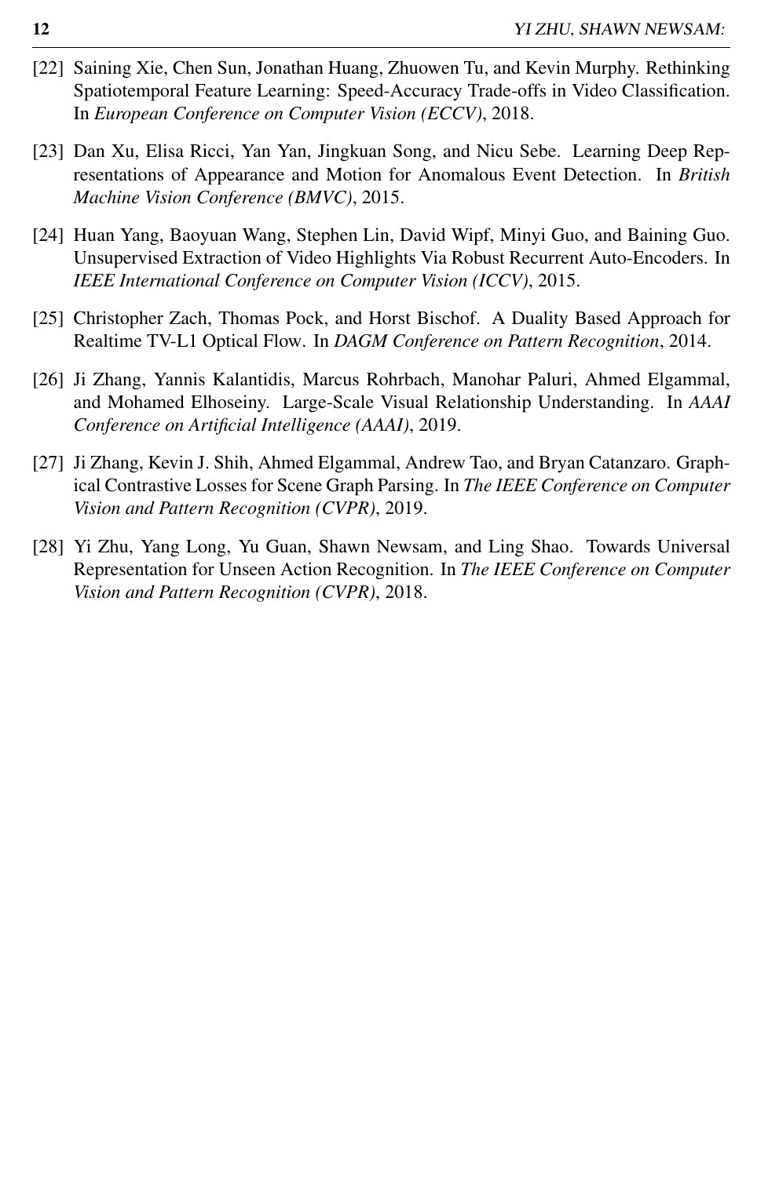[22] Saining Xie, Chen Sun, Jonathan Huang, Zhuowen Tu, and Kevin Murphy. Rethinking Spatiotemporal Feature Learning: Speed-Accuracy Trade-offs in Video Classification. In *European Conference on Computer Vision (ECCV)*, 2018.

[23] Dan Xu, Elisa Ricci, Yan Yan, Jingkuan Song, and Nicu Sebe. Learning Deep Representations of Appearance and Motion for Anomalous Event Detection. In *British Machine Vision Conference (BMVC)*, 2015.

[24] Huan Yang, Baoyuan Wang, Stephen Lin, David Wipf, Minyi Guo, and Baining Guo. Unsupervised Extraction of Video Highlights Via Robust Recurrent Auto-Encoders. In *IEEE International Conference on Computer Vision (ICCV)*, 2015.

[25] Christopher Zach, Thomas Pock, and Horst Bischof. A Duality Based Approach for Realtime TV-L1 Optical Flow. In *DAGM Conference on Pattern Recognition*, 2014.

[26] Ji Zhang, Yannis Kalantidis, Marcus Rohrbach, Manohar Paluri, Ahmed Elgammal, and Mohamed Elhoseiny. Large-Scale Visual Relationship Understanding. In *AAAI Conference on Artificial Intelligence (AAAI)*, 2019.

[27] Ji Zhang, Kevin J. Shih, Ahmed Elgammal, Andrew Tao, and Bryan Catanzaro. Graphical Contrastive Losses for Scene Graph Parsing. In *The IEEE Conference on Computer Vision and Pattern Recognition (CVPR)*, 2019.

[28] Yi Zhu, Yang Long, Yu Guan, Shawn Newsam, and Ling Shao. Towards Universal Representation for Unseen Action Recognition. In *The IEEE Conference on Computer Vision and Pattern Recognition (CVPR)*, 2018.